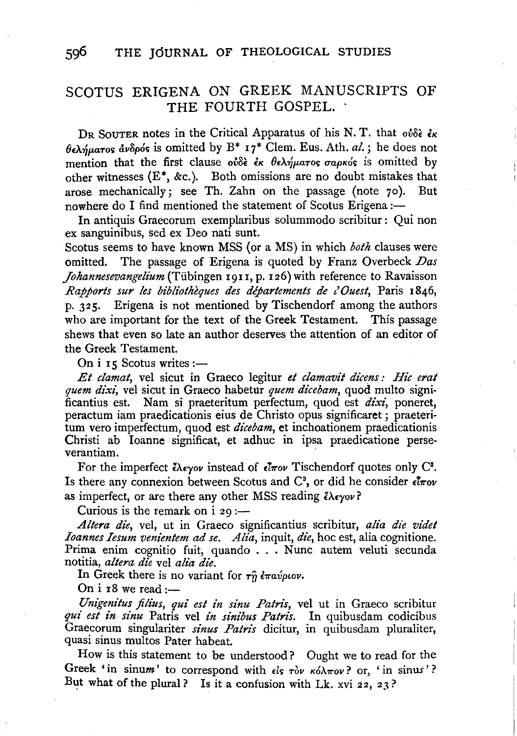## SCOTUS ERIGENA ON GREEK MANUSCRIPTS OF THE FOURTH GOSPEL.

DR SOUTER notes in the Critical Apparatus of his N. T. that *οὐδὲ ἐκ θελήματος ἀνδρός* is omitted by B* 17* Clem. Eus. Ath. *al.*; he does not mention that the first clause *οὐδὲ ἐκ θελήματος σαρκός* is omitted by other witnesses (E*, &c.). Both omissions are no doubt mistakes that arose mechanically; see Th. Zahn on the passage (note 70). But nowhere do I find mentioned the statement of Scotus Erigena :—

In antiquis Graecorum exemplaribus solummodo scribitur: Qui non ex sanguinibus, sed ex Deo nati sunt.

Scotus seems to have known MSS (or a MS) in which *both* clauses were omitted. The passage of Erigena is quoted by Franz Overbeck *Das Johannesevangelium* (Tübingen 1911, p. 126) with reference to Ravaisson *Rapports sur les bibliothèques des départements de l'Ouest*, Paris 1846, p. 325. Erigena is not mentioned by Tischendorf among the authors who are important for the text of the Greek Testament. This passage shews that even so late an author deserves the attention of an editor of the Greek Testament.

On i 15 Scotus writes :—

*Et clamat*, vel sicut in Graeco legitur *et clamavit dicens: Hic erat quem dixi*, vel sicut in Graeco habetur *quem dicebam*, quod multo significantius est. Nam si praeteritum perfectum, quod est *dixi*, poneret, peractum iam praedicationis eius de Christo opus significaret; praeteritum vero imperfectum, quod est *dicebam*, et inchoationem praedicationis Christi ab Ioanne significat, et adhuc in ipsa praedicatione perseverantiam.

For the imperfect *ἔλεγον* instead of *εἶπον* Tischendorf quotes only C³. Is there any connexion between Scotus and C³, or did he consider *εἶπον* as imperfect, or are there any other MSS reading *ἔλεγον*?

Curious is the remark on i 29 :—

*Altera die*, vel, ut in Graeco significantius scribitur, *alia die videt Ioannes Iesum venientem ad se. Alia*, inquit, *die*, hoc est, alia cognitione. Prima enim cognitio fuit, quando . . . Nunc autem veluti secunda notitia, *altera die* vel *alia die*.

In Greek there is no variant for *τῇ ἐπαύριον*.

On i 18 we read :—

*Unigenitus filius, qui est in sinu Patris*, vel ut in Graeco scribitur *qui est in sinu* Patris vel *in sinibus Patris*. In quibusdam codicibus Graecorum singulariter *sinus Patris* dicitur, in quibusdam pluraliter, quasi sinus multos Pater habeat.

How is this statement to be understood? Ought we to read for the Greek 'in sinu*m*' to correspond with *εἰς τὸν κόλπον*? or, 'in sinu*s*'? But what of the plural? Is it a confusion with Lk. xvi 22, 23?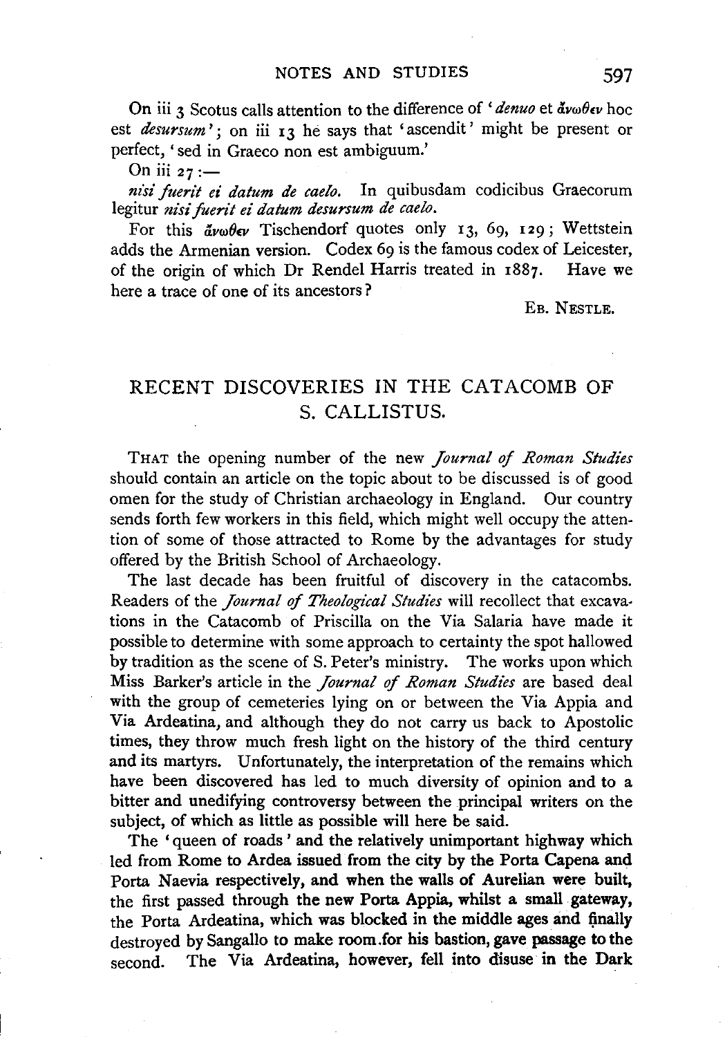On iii 3 Scotus calls attention to the difference of '*denuo* et ἄνωθεν hoc est *desursum*'; on iii 13 he says that 'ascendit' might be present or perfect, 'sed in Graeco non est ambiguum.'

On iii 27:—

*nisi fuerit ei datum de caelo.* In quibusdam codicibus Graecorum legitur *nisi fuerit ei datum desursum de caelo.*

For this ἄνωθεν Tischendorf quotes only 13, 69, 129; Wettstein adds the Armenian version. Codex 69 is the famous codex of Leicester, of the origin of which Dr Rendel Harris treated in 1887. Have we here a trace of one of its ancestors?

EB. NESTLE.

## RECENT DISCOVERIES IN THE CATACOMB OF S. CALLISTUS.

THAT the opening number of the new *Journal of Roman Studies* should contain an article on the topic about to be discussed is of good omen for the study of Christian archaeology in England. Our country sends forth few workers in this field, which might well occupy the attention of some of those attracted to Rome by the advantages for study offered by the British School of Archaeology.

The last decade has been fruitful of discovery in the catacombs. Readers of the *Journal of Theological Studies* will recollect that excavations in the Catacomb of Priscilla on the Via Salaria have made it possible to determine with some approach to certainty the spot hallowed by tradition as the scene of S. Peter's ministry. The works upon which Miss Barker's article in the *Journal of Roman Studies* are based deal with the group of cemeteries lying on or between the Via Appia and Via Ardeatina, and although they do not carry us back to Apostolic times, they throw much fresh light on the history of the third century and its martyrs. Unfortunately, the interpretation of the remains which have been discovered has led to much diversity of opinion and to a bitter and unedifying controversy between the principal writers on the subject, of which as little as possible will here be said.

The 'queen of roads' and the relatively unimportant highway which led from Rome to Ardea issued from the city by the Porta Capena and Porta Naevia respectively, and when the walls of Aurelian were built, the first passed through the new Porta Appia, whilst a small gateway, the Porta Ardeatina, which was blocked in the middle ages and finally destroyed by Sangallo to make room for his bastion, gave passage to the second. The Via Ardeatina, however, fell into disuse in the Dark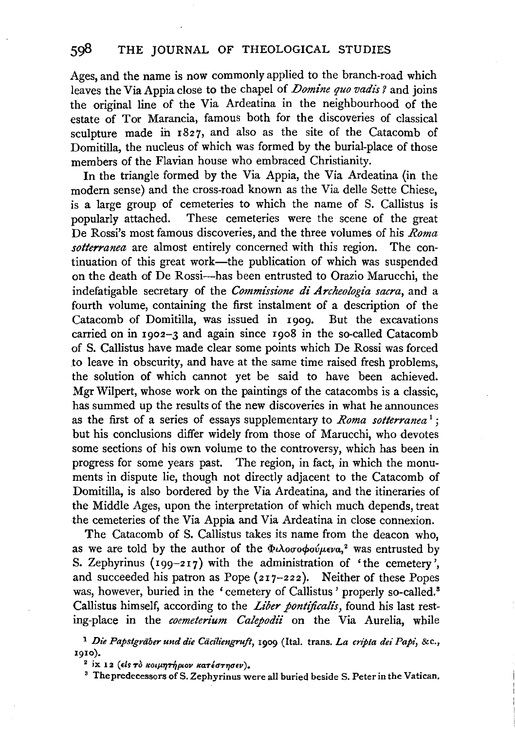Ages, and the name is now commonly applied to the branch-road which leaves the Via Appia close to the chapel of *Domine quo vadis?* and joins the original line of the Via Ardeatina in the neighbourhood of the estate of Tor Marancia, famous both for the discoveries of classical sculpture made in 1827, and also as the site of the Catacomb of Domitilla, the nucleus of which was formed by the burial-place of those members of the Flavian house who embraced Christianity.

In the triangle formed by the Via Appia, the Via Ardeatina (in the modern sense) and the cross-road known as the Via delle Sette Chiese, is a large group of cemeteries to which the name of S. Callistus is popularly attached. These cemeteries were the scene of the great De Rossi's most famous discoveries, and the three volumes of his *Roma sotterranea* are almost entirely concerned with this region. The continuation of this great work—the publication of which was suspended on the death of De Rossi—has been entrusted to Orazio Marucchi, the indefatigable secretary of the *Commissione di Archeologia sacra*, and a fourth volume, containing the first instalment of a description of the Catacomb of Domitilla, was issued in 1909. But the excavations carried on in 1902–3 and again since 1908 in the so-called Catacomb of S. Callistus have made clear some points which De Rossi was forced to leave in obscurity, and have at the same time raised fresh problems, the solution of which cannot yet be said to have been achieved. Mgr Wilpert, whose work on the paintings of the catacombs is a classic, has summed up the results of the new discoveries in what he announces as the first of a series of essays supplementary to *Roma sotterranea*[1]; but his conclusions differ widely from those of Marucchi, who devotes some sections of his own volume to the controversy, which has been in progress for some years past. The region, in fact, in which the monuments in dispute lie, though not directly adjacent to the Catacomb of Domitilla, is also bordered by the Via Ardeatina, and the itineraries of the Middle Ages, upon the interpretation of which much depends, treat the cemeteries of the Via Appia and Via Ardeatina in close connexion.

The Catacomb of S. Callistus takes its name from the deacon who, as we are told by the author of the Φιλοσοφούμενα,[2] was entrusted by S. Zephyrinus (199–217) with the administration of 'the cemetery', and succeeded his patron as Pope (217–222). Neither of these Popes was, however, buried in the 'cemetery of Callistus' properly so-called.[3] Callistus himself, according to the *Liber pontificalis*, found his last resting-place in the *coemeterium Calepodii* on the Via Aurelia, while

[1] *Die Papstgräber und die Cäciliengruft*, 1909 (Ital. trans. *La cripta dei Papi*, &c., 1910).

[2] ix 12 (εἰς τὸ κοιμητήριον κατέστησεν).

[3] The predecessors of S. Zephyrinus were all buried beside S. Peter in the Vatican.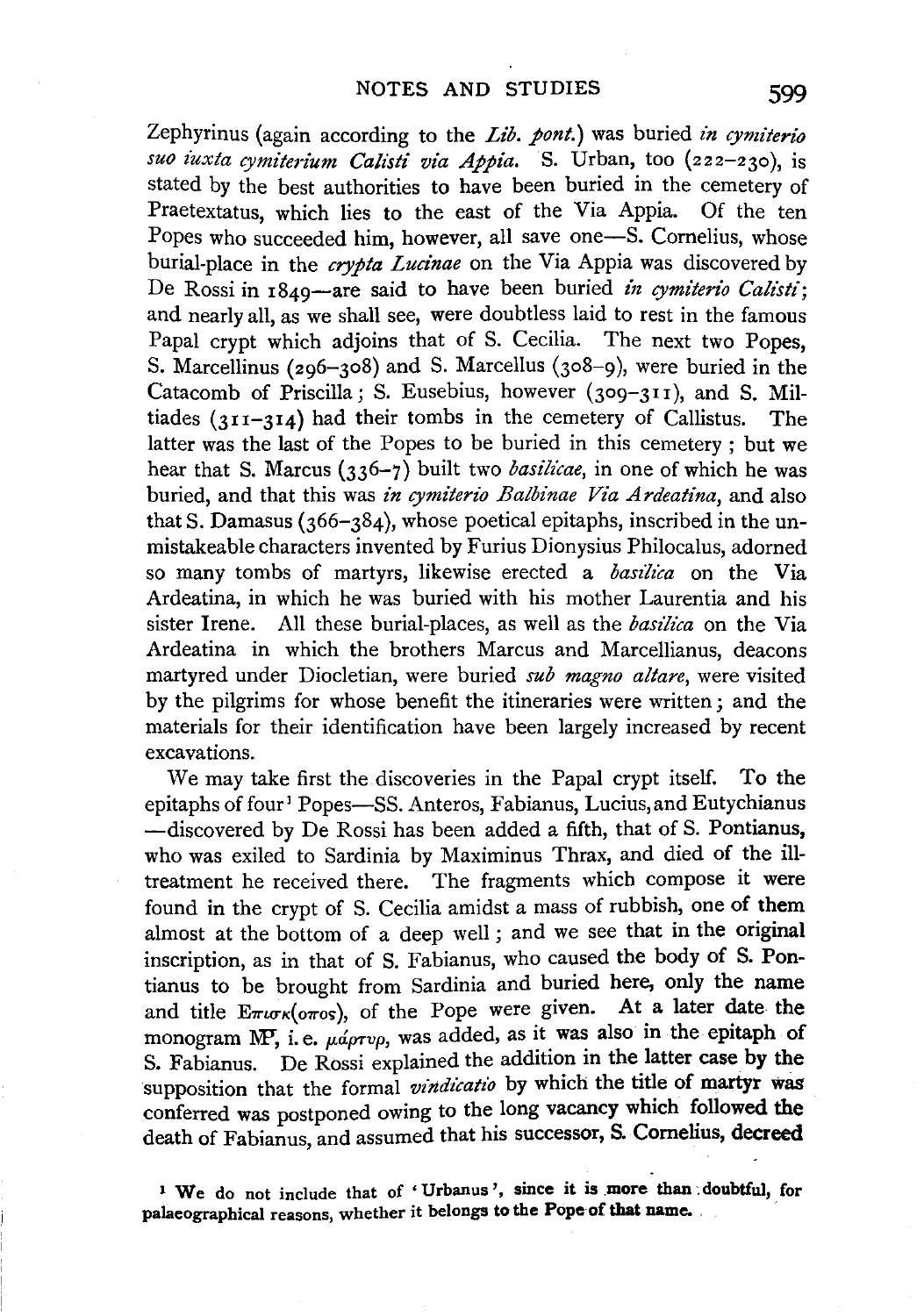Zephyrinus (again according to the *Lib. pont.*) was buried *in cymiterio suo iuxta cymiterium Calisti via Appia*. S. Urban, too (222–230), is stated by the best authorities to have been buried in the cemetery of Praetextatus, which lies to the east of the Via Appia. Of the ten Popes who succeeded him, however, all save one—S. Cornelius, whose burial-place in the *crypta Lucinae* on the Via Appia was discovered by De Rossi in 1849—are said to have been buried *in cymiterio Calisti*; and nearly all, as we shall see, were doubtless laid to rest in the famous Papal crypt which adjoins that of S. Cecilia. The next two Popes, S. Marcellinus (296–308) and S. Marcellus (308–9), were buried in the Catacomb of Priscilla; S. Eusebius, however (309–311), and S. Miltiades (311–314) had their tombs in the cemetery of Callistus. The latter was the last of the Popes to be buried in this cemetery; but we hear that S. Marcus (336–7) built two *basilicae*, in one of which he was buried, and that this was *in cymiterio Balbinae Via Ardeatina*, and also that S. Damasus (366–384), whose poetical epitaphs, inscribed in the unmistakeable characters invented by Furius Dionysius Philocalus, adorned so many tombs of martyrs, likewise erected a *basilica* on the Via Ardeatina, in which he was buried with his mother Laurentia and his sister Irene. All these burial-places, as well as the *basilica* on the Via Ardeatina in which the brothers Marcus and Marcellianus, deacons martyred under Diocletian, were buried *sub magno altare*, were visited by the pilgrims for whose benefit the itineraries were written; and the materials for their identification have been largely increased by recent excavations.

We may take first the discoveries in the Papal crypt itself. To the epitaphs of four[1] Popes—SS. Anteros, Fabianus, Lucius, and Eutychianus—discovered by De Rossi has been added a fifth, that of S. Pontianus, who was exiled to Sardinia by Maximinus Thrax, and died of the ill-treatment he received there. The fragments which compose it were found in the crypt of S. Cecilia amidst a mass of rubbish, one of them almost at the bottom of a deep well; and we see that in the original inscription, as in that of S. Fabianus, who caused the body of S. Pontianus to be brought from Sardinia and buried here, only the name and title Επισκ(οπος), of the Pope were given. At a later date the monogram MP, i. e. μάρτυρ, was added, as it was also in the epitaph of S. Fabianus. De Rossi explained the addition in the latter case by the supposition that the formal *vindicatio* by which the title of martyr was conferred was postponed owing to the long vacancy which followed the death of Fabianus, and assumed that his successor, S. Cornelius, decreed

[1] We do not include that of 'Urbanus', since it is more than doubtful, for palaeographical reasons, whether it belongs to the Pope of that name.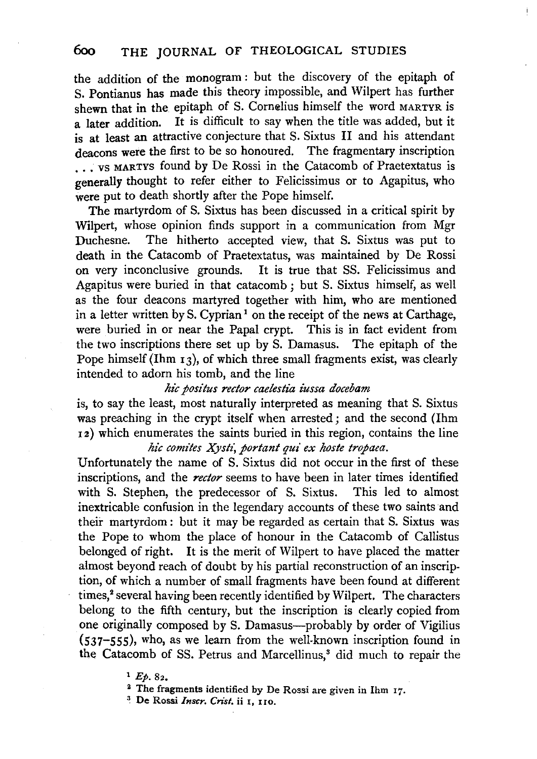the addition of the monogram: but the discovery of the epitaph of S. Pontianus has made this theory impossible, and Wilpert has further shewn that in the epitaph of S. Cornelius himself the word MARTYR is a later addition. It is difficult to say when the title was added, but it is at least an attractive conjecture that S. Sixtus II and his attendant deacons were the first to be so honoured. The fragmentary inscription ... VS MARTYS found by De Rossi in the Catacomb of Praetextatus is generally thought to refer either to Felicissimus or to Agapitus, who were put to death shortly after the Pope himself.

The martyrdom of S. Sixtus has been discussed in a critical spirit by Wilpert, whose opinion finds support in a communication from Mgr Duchesne. The hitherto accepted view, that S. Sixtus was put to death in the Catacomb of Praetextatus, was maintained by De Rossi on very inconclusive grounds. It is true that SS. Felicissimus and Agapitus were buried in that catacomb; but S. Sixtus himself, as well as the four deacons martyred together with him, who are mentioned in a letter written by S. Cyprian[1] on the receipt of the news at Carthage, were buried in or near the Papal crypt. This is in fact evident from the two inscriptions there set up by S. Damasus. The epitaph of the Pope himself (Ihm 13), of which three small fragments exist, was clearly intended to adorn his tomb, and the line

*hic positus rector caelestia iussa docebam*

is, to say the least, most naturally interpreted as meaning that S. Sixtus was preaching in the crypt itself when arrested; and the second (Ihm 12) which enumerates the saints buried in this region, contains the line

*hic comites Xysti, portant qui ex hoste tropaea.*

Unfortunately the name of S. Sixtus did not occur in the first of these inscriptions, and the *rector* seems to have been in later times identified with S. Stephen, the predecessor of S. Sixtus. This led to almost inextricable confusion in the legendary accounts of these two saints and their martyrdom: but it may be regarded as certain that S. Sixtus was the Pope to whom the place of honour in the Catacomb of Callistus belonged of right. It is the merit of Wilpert to have placed the matter almost beyond reach of doubt by his partial reconstruction of an inscription, of which a number of small fragments have been found at different times,[2] several having been recently identified by Wilpert. The characters belong to the fifth century, but the inscription is clearly copied from one originally composed by S. Damasus—probably by order of Vigilius (537–555), who, as we learn from the well-known inscription found in the Catacomb of SS. Petrus and Marcellinus,[3] did much to repair the

[1] *Ep.* 82.

[2] The fragments identified by De Rossi are given in Ihm 17.

[3] De Rossi *Inscr. Crist.* ii 1, 110.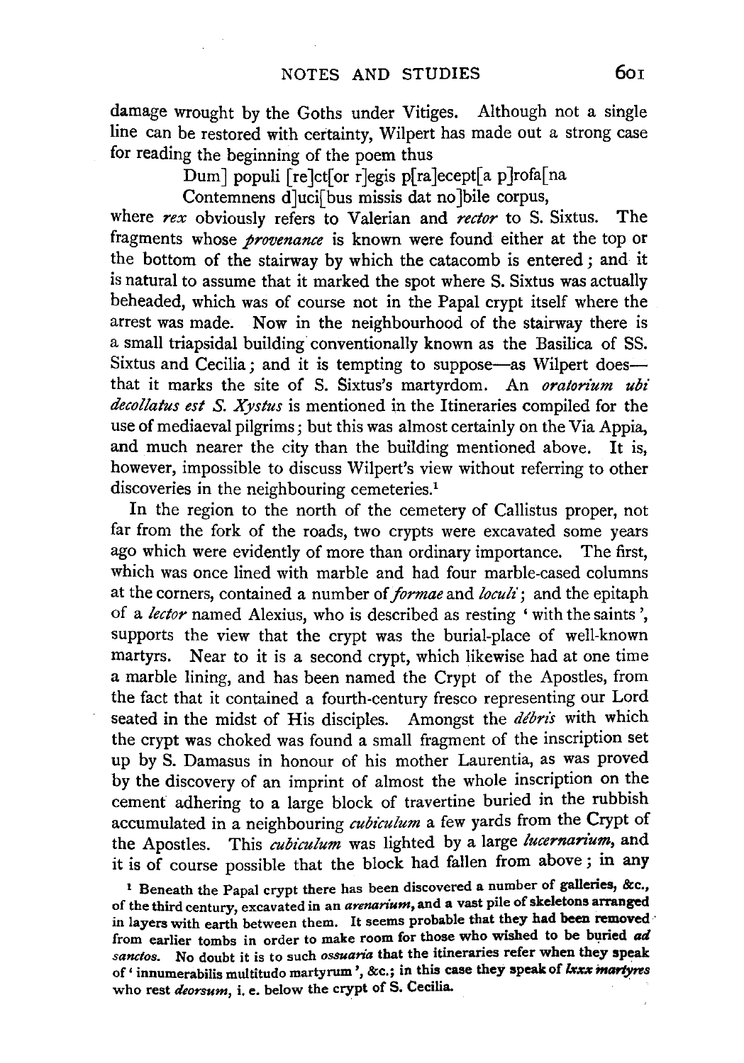damage wrought by the Goths under Vitiges. Although not a single line can be restored with certainty, Wilpert has made out a strong case for reading the beginning of the poem thus

> Dum] populi [re]ct[or r]egis p[ra]ecept[a p]rofa[na
> Contemnens d]uci[bus missis dat no]bile corpus,

where *rex* obviously refers to Valerian and *rector* to S. Sixtus. The fragments whose *provenance* is known were found either at the top or the bottom of the stairway by which the catacomb is entered; and it is natural to assume that it marked the spot where S. Sixtus was actually beheaded, which was of course not in the Papal crypt itself where the arrest was made. Now in the neighbourhood of the stairway there is a small triapsidal building conventionally known as the Basilica of SS. Sixtus and Cecilia; and it is tempting to suppose—as Wilpert does—that it marks the site of S. Sixtus's martyrdom. An *oratorium ubi decollatus est S. Xystus* is mentioned in the Itineraries compiled for the use of mediaeval pilgrims; but this was almost certainly on the Via Appia, and much nearer the city than the building mentioned above. It is, however, impossible to discuss Wilpert's view without referring to other discoveries in the neighbouring cemeteries.[1]

In the region to the north of the cemetery of Callistus proper, not far from the fork of the roads, two crypts were excavated some years ago which were evidently of more than ordinary importance. The first, which was once lined with marble and had four marble-cased columns at the corners, contained a number of *formae* and *loculi*; and the epitaph of a *lector* named Alexius, who is described as resting 'with the saints', supports the view that the crypt was the burial-place of well-known martyrs. Near to it is a second crypt, which likewise had at one time a marble lining, and has been named the Crypt of the Apostles, from the fact that it contained a fourth-century fresco representing our Lord seated in the midst of His disciples. Amongst the *débris* with which the crypt was choked was found a small fragment of the inscription set up by S. Damasus in honour of his mother Laurentia, as was proved by the discovery of an imprint of almost the whole inscription on the cement adhering to a large block of travertine buried in the rubbish accumulated in a neighbouring *cubiculum* a few yards from the Crypt of the Apostles. This *cubiculum* was lighted by a large *lucernarium*, and it is of course possible that the block had fallen from above; in any

[1] Beneath the Papal crypt there has been discovered a number of galleries, &c., of the third century, excavated in an *arenarium*, and a vast pile of skeletons arranged in layers with earth between them. It seems probable that they had been removed from earlier tombs in order to make room for those who wished to be buried *ad sanctos*. No doubt it is to such *ossuaria* that the itineraries refer when they speak of 'innumerabilis multitudo martyrum', &c.; in this case they speak of *lxxx martyres* who rest *deorsum*, i. e. below the crypt of S. Cecilia.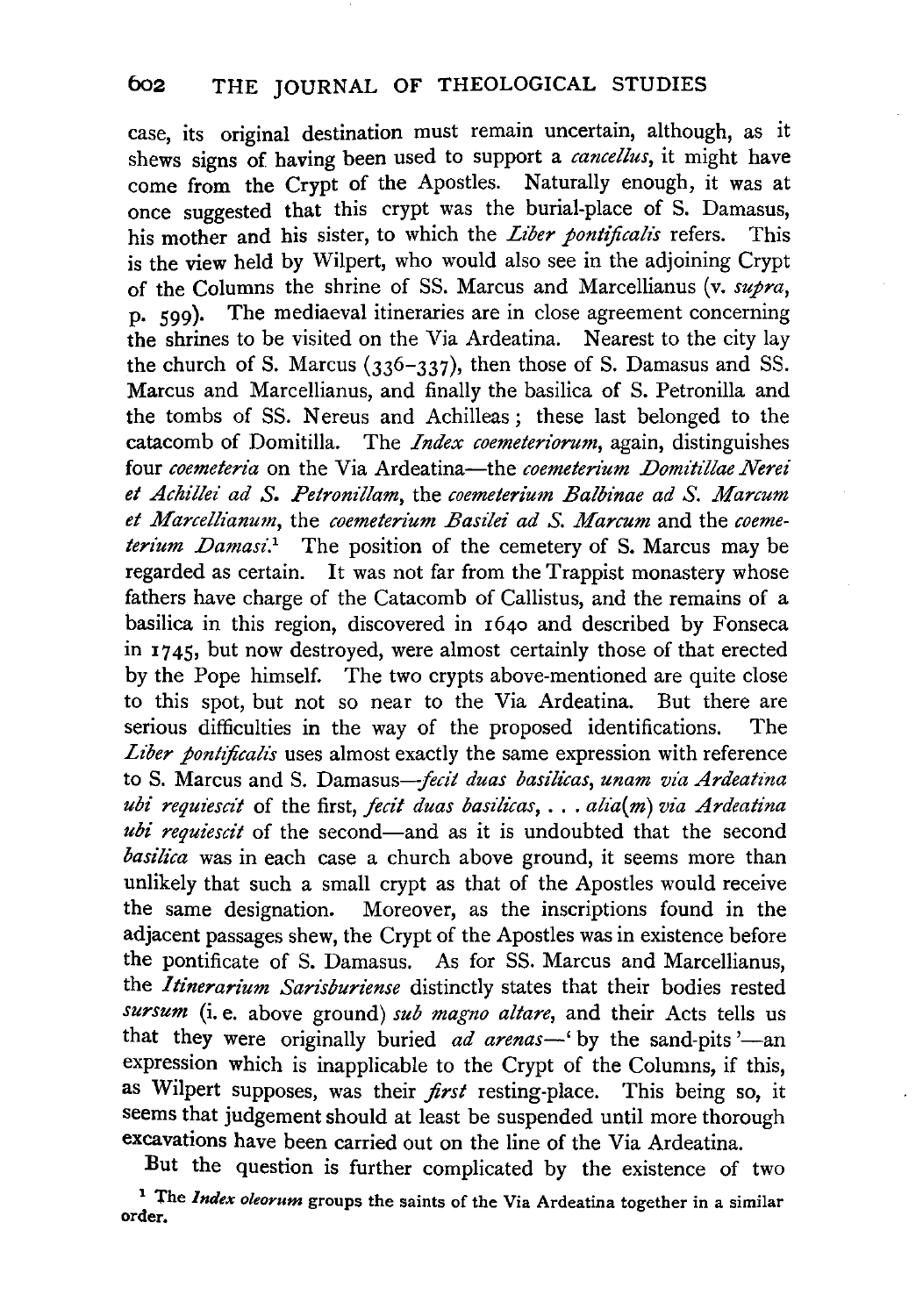case, its original destination must remain uncertain, although, as it shews signs of having been used to support a *cancellus*, it might have come from the Crypt of the Apostles. Naturally enough, it was at once suggested that this crypt was the burial-place of S. Damasus, his mother and his sister, to which the *Liber pontificalis* refers. This is the view held by Wilpert, who would also see in the adjoining Crypt of the Columns the shrine of SS. Marcus and Marcellianus (v. *supra*, p. 599). The mediaeval itineraries are in close agreement concerning the shrines to be visited on the Via Ardeatina. Nearest to the city lay the church of S. Marcus (336–337), then those of S. Damasus and SS. Marcus and Marcellianus, and finally the basilica of S. Petronilla and the tombs of SS. Nereus and Achilleas; these last belonged to the catacomb of Domitilla. The *Index coemeteriorum*, again, distinguishes four *coemeteria* on the Via Ardeatina—the *coemeterium Domitillae Nerei et Achillei ad S. Petronillam*, the *coemeterium Balbinae ad S. Marcum et Marcellianum*, the *coemeterium Basilei ad S. Marcum* and the *coemeterium Damasi*.[1] The position of the cemetery of S. Marcus may be regarded as certain. It was not far from the Trappist monastery whose fathers have charge of the Catacomb of Callistus, and the remains of a basilica in this region, discovered in 1640 and described by Fonseca in 1745, but now destroyed, were almost certainly those of that erected by the Pope himself. The two crypts above-mentioned are quite close to this spot, but not so near to the Via Ardeatina. But there are serious difficulties in the way of the proposed identifications. The *Liber pontificalis* uses almost exactly the same expression with reference to S. Marcus and S. Damasus—*fecit duas basilicas, unam via Ardeatina ubi requiescit* of the first, *fecit duas basilicas, . . . alia(m) via Ardeatina ubi requiescit* of the second—and as it is undoubted that the second *basilica* was in each case a church above ground, it seems more than unlikely that such a small crypt as that of the Apostles would receive the same designation. Moreover, as the inscriptions found in the adjacent passages shew, the Crypt of the Apostles was in existence before the pontificate of S. Damasus. As for SS. Marcus and Marcellianus, the *Itinerarium Sarisburiense* distinctly states that their bodies rested *sursum* (i.e. above ground) *sub magno altare*, and their Acts tells us that they were originally buried *ad arenas*—'by the sand-pits'—an expression which is inapplicable to the Crypt of the Columns, if this, as Wilpert supposes, was their *first* resting-place. This being so, it seems that judgement should at least be suspended until more thorough excavations have been carried out on the line of the Via Ardeatina.

But the question is further complicated by the existence of two

[1] The *Index oleorum* groups the saints of the Via Ardeatina together in a similar order.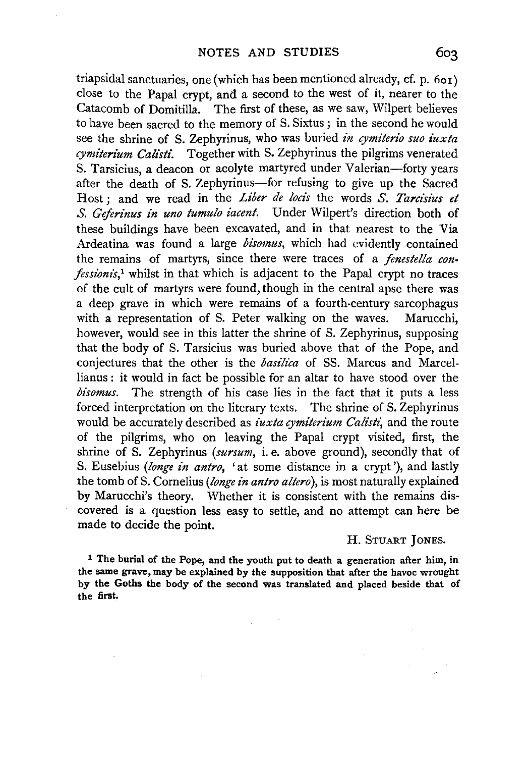triapsidal sanctuaries, one (which has been mentioned already, cf. p. 601) close to the Papal crypt, and a second to the west of it, nearer to the Catacomb of Domitilla. The first of these, as we saw, Wilpert believes to have been sacred to the memory of S. Sixtus; in the second he would see the shrine of S. Zephyrinus, who was buried *in cymiterio suo iuxta cymiterium Calisti*. Together with S. Zephyrinus the pilgrims venerated S. Tarsicius, a deacon or acolyte martyred under Valerian—forty years after the death of S. Zephyrinus—for refusing to give up the Sacred Host; and we read in the *Liber de locis* the words *S. Tarcisius et S. Geferinus in uno tumulo iacent*. Under Wilpert's direction both of these buildings have been excavated, and in that nearest to the Via Ardeatina was found a large *bisomus*, which had evidently contained the remains of martyrs, since there were traces of a *fenestella confessionis*,[1] whilst in that which is adjacent to the Papal crypt no traces of the cult of martyrs were found, though in the central apse there was a deep grave in which were remains of a fourth-century sarcophagus with a representation of S. Peter walking on the waves. Marucchi, however, would see in this latter the shrine of S. Zephyrinus, supposing that the body of S. Tarsicius was buried above that of the Pope, and conjectures that the other is the *basilica* of SS. Marcus and Marcellianus: it would in fact be possible for an altar to have stood over the *bisomus*. The strength of his case lies in the fact that it puts a less forced interpretation on the literary texts. The shrine of S. Zephyrinus would be accurately described as *iuxta cymiterium Calisti*, and the route of the pilgrims, who on leaving the Papal crypt visited, first, the shrine of S. Zephyrinus (*sursum*, i. e. above ground), secondly that of S. Eusebius (*longe in antro*, 'at some distance in a crypt'), and lastly the tomb of S. Cornelius (*longe in antro altero*), is most naturally explained by Marucchi's theory. Whether it is consistent with the remains discovered is a question less easy to settle, and no attempt can here be made to decide the point.

H. STUART JONES.

[1] The burial of the Pope, and the youth put to death a generation after him, in the same grave, may be explained by the supposition that after the havoc wrought by the Goths the body of the second was translated and placed beside that of the first.